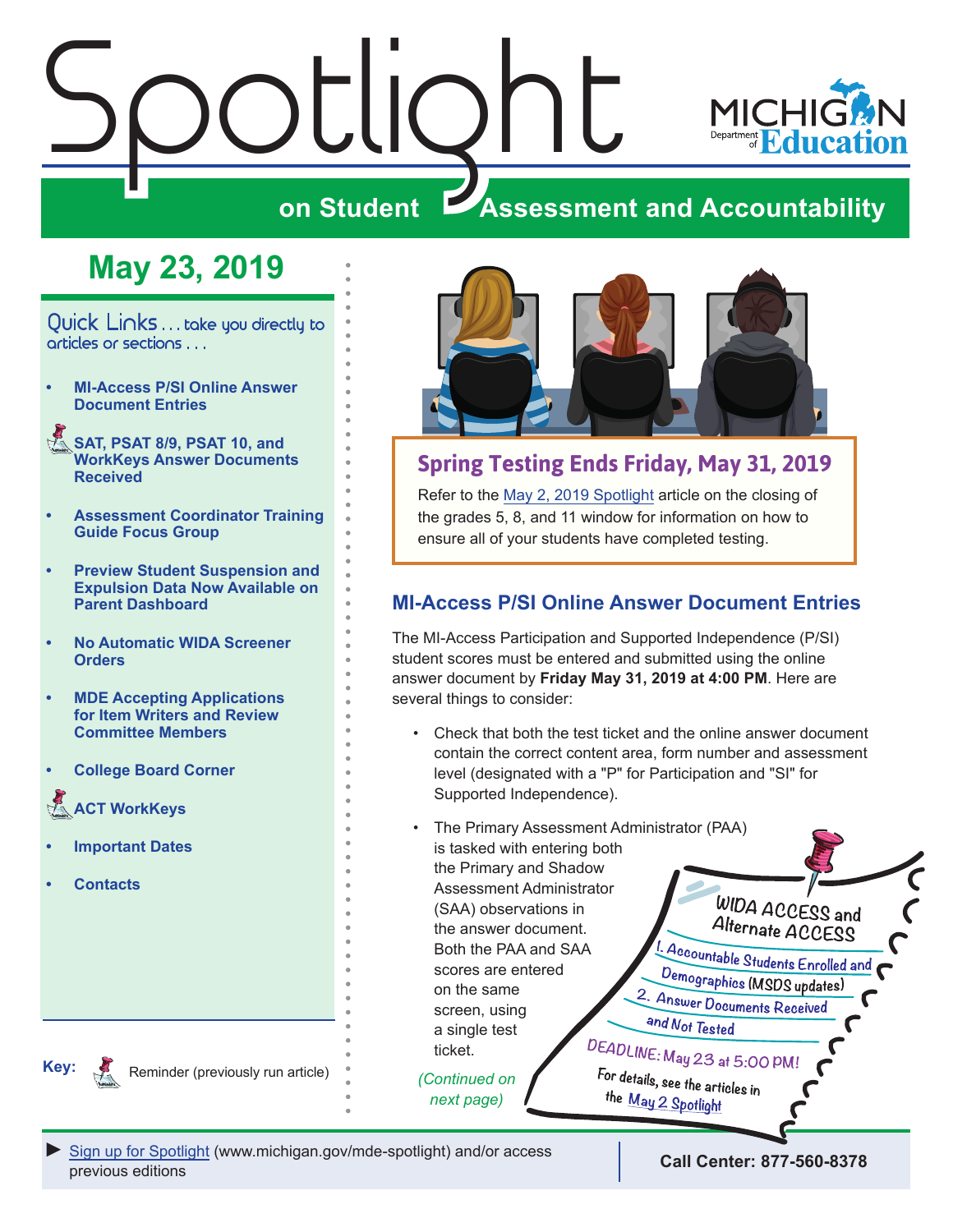# Spotlight on Student Assessment and Accountability

Michigan Department of Education

## May 23, 2019

Quick Links . . . take you directly to articles or sections . . .

- MI-Access P/SI Online Answer Document Entries
- SAT, PSAT 8/9, PSAT 10, and WorkKeys Answer Documents Received
- Assessment Coordinator Training Guide Focus Group
- Preview Student Suspension and Expulsion Data Now Available on Parent Dashboard
- No Automatic WIDA Screener Orders
- MDE Accepting Applications for Item Writers and Review Committee Members
- College Board Corner
- ACT WorkKeys
- Important Dates
- Contacts

**Key:** Reminder (previously run article)

## Spring Testing Ends Friday, May 31, 2019

Refer to the May 2, 2019 Spotlight article on the closing of the grades 5, 8, and 11 window for information on how to ensure all of your students have completed testing.

## MI-Access P/SI Online Answer Document Entries

The MI-Access Participation and Supported Independence (P/SI) student scores must be entered and submitted using the online answer document by **Friday May 31, 2019 at 4:00 PM**. Here are several things to consider:

- Check that both the test ticket and the online answer document contain the correct content area, form number and assessment level (designated with a "P" for Participation and "SI" for Supported Independence).
- The Primary Assessment Administrator (PAA) is tasked with entering both the Primary and Shadow Assessment Administrator (SAA) observations in the answer document. Both the PAA and SAA scores are entered on the same screen, using a single test ticket.

*(Continued on next page)*

**WIDA ACCESS and Alternate ACCESS**

1. Accountable Students Enrolled and Demographics (MSDS updates)
2. Answer Documents Received and Not Tested

DEADLINE: May 23 at 5:00 PM!

For details, see the articles in the May 2 Spotlight

► Sign up for Spotlight (www.michigan.gov/mde-spotlight) and/or access previous editions

**Call Center: 877-560-8378**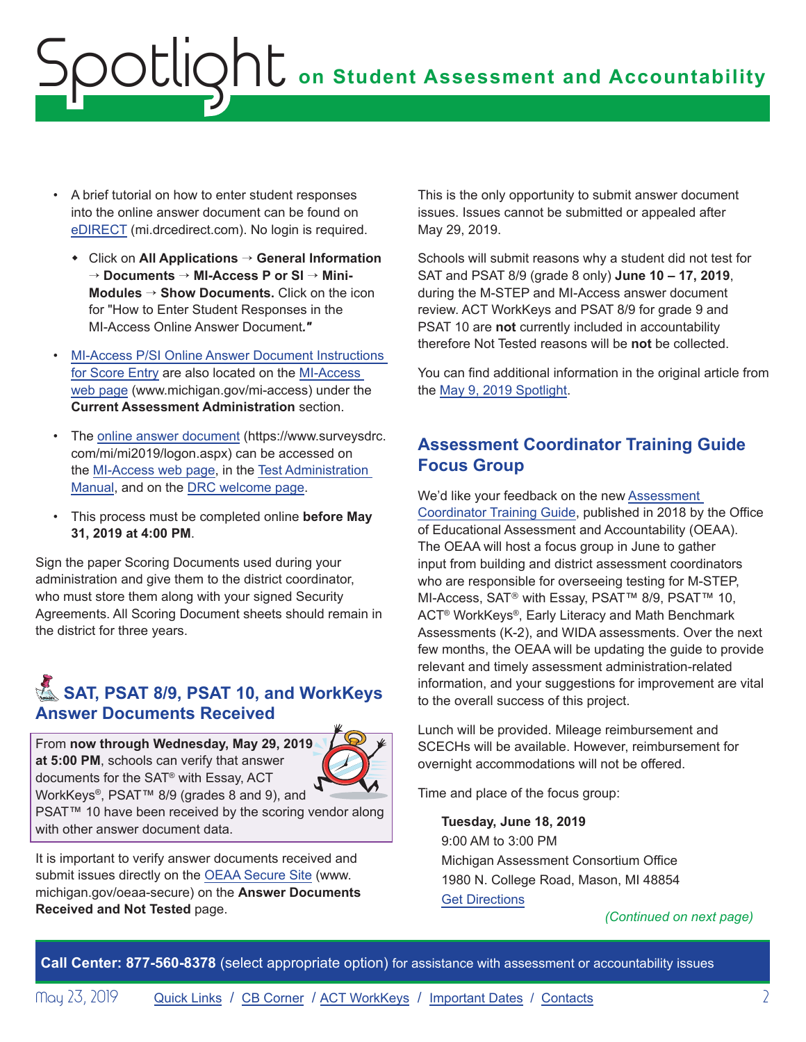- A brief tutorial on how to enter student responses into the online answer document can be found on eDIRECT (mi.drcedirect.com). No login is required.
    - Click on **All Applications** → **General Information** → **Documents** → **MI-Access P or SI** → **Mini-Modules** → **Show Documents.** Click on the icon for "How to Enter Student Responses in the MI-Access Online Answer Document."
- MI-Access P/SI Online Answer Document Instructions for Score Entry are also located on the MI-Access web page (www.michigan.gov/mi-access) under the **Current Assessment Administration** section.
- The online answer document (https://www.surveysdrc.com/mi/mi2019/logon.aspx) can be accessed on the MI-Access web page, in the Test Administration Manual, and on the DRC welcome page.
- This process must be completed online **before May 31, 2019 at 4:00 PM**.

Sign the paper Scoring Documents used during your administration and give them to the district coordinator, who must store them along with your signed Security Agreements. All Scoring Document sheets should remain in the district for three years.

## SAT, PSAT 8/9, PSAT 10, and WorkKeys Answer Documents Received

From **now through Wednesday, May 29, 2019 at 5:00 PM**, schools can verify that answer documents for the SAT® with Essay, ACT WorkKeys®, PSAT™ 8/9 (grades 8 and 9), and PSAT™ 10 have been received by the scoring vendor along with other answer document data.

It is important to verify answer documents received and submit issues directly on the OEAA Secure Site (www.michigan.gov/oeaa-secure) on the **Answer Documents Received and Not Tested** page.

This is the only opportunity to submit answer document issues. Issues cannot be submitted or appealed after May 29, 2019.

Schools will submit reasons why a student did not test for SAT and PSAT 8/9 (grade 8 only) **June 10 – 17, 2019**, during the M-STEP and MI-Access answer document review. ACT WorkKeys and PSAT 8/9 for grade 9 and PSAT 10 are **not** currently included in accountability therefore Not Tested reasons will be **not** be collected.

You can find additional information in the original article from the May 9, 2019 Spotlight.

## Assessment Coordinator Training Guide Focus Group

We'd like your feedback on the new Assessment Coordinator Training Guide, published in 2018 by the Office of Educational Assessment and Accountability (OEAA). The OEAA will host a focus group in June to gather input from building and district assessment coordinators who are responsible for overseeing testing for M-STEP, MI-Access, SAT® with Essay, PSAT™ 8/9, PSAT™ 10, ACT® WorkKeys®, Early Literacy and Math Benchmark Assessments (K-2), and WIDA assessments. Over the next few months, the OEAA will be updating the guide to provide relevant and timely assessment administration-related information, and your suggestions for improvement are vital to the overall success of this project.

Lunch will be provided. Mileage reimbursement and SCECHs will be available. However, reimbursement for overnight accommodations will not be offered.

Time and place of the focus group:

**Tuesday, June 18, 2019**
9:00 AM to 3:00 PM
Michigan Assessment Consortium Office
1980 N. College Road, Mason, MI 48854
Get Directions

*(Continued on next page)*

**Call Center: 877-560-8378** (select appropriate option) for assistance with assessment or accountability issues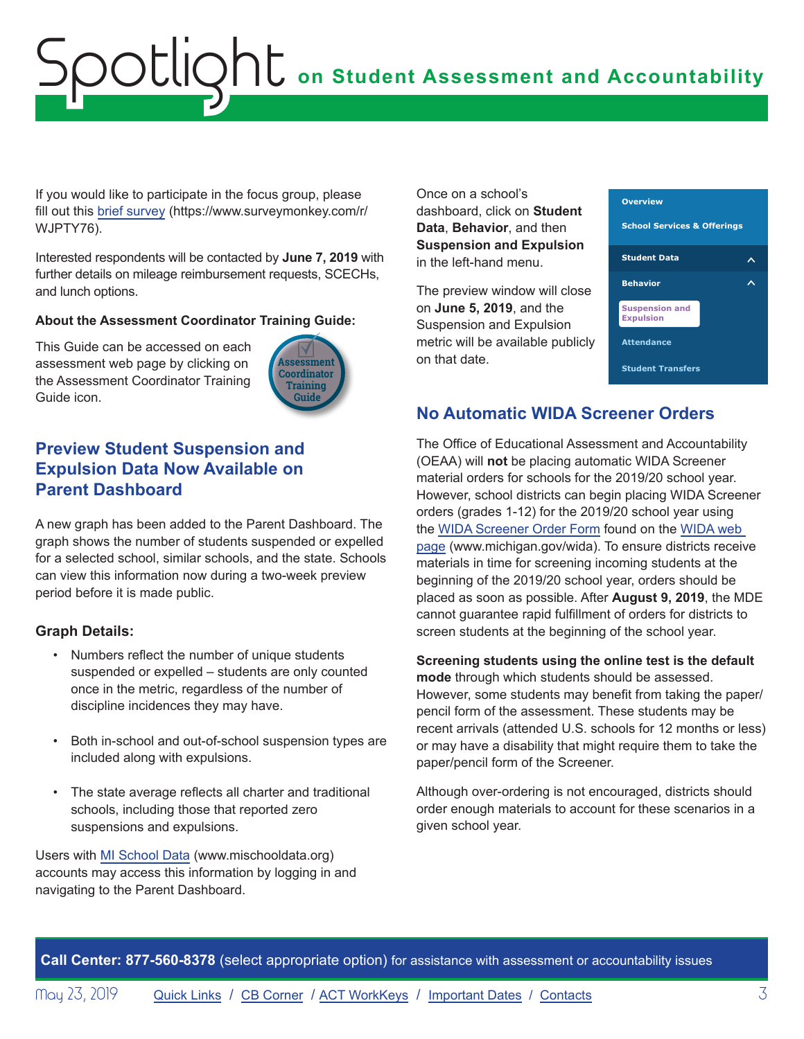If you would like to participate in the focus group, please fill out this brief survey (https://www.surveymonkey.com/r/WJPTY76).

Interested respondents will be contacted by **June 7, 2019** with further details on mileage reimbursement requests, SCECHs, and lunch options.

**About the Assessment Coordinator Training Guide:**

This Guide can be accessed on each assessment web page by clicking on the Assessment Coordinator Training Guide icon.

## Preview Student Suspension and Expulsion Data Now Available on Parent Dashboard

A new graph has been added to the Parent Dashboard. The graph shows the number of students suspended or expelled for a selected school, similar schools, and the state. Schools can view this information now during a two-week preview period before it is made public.

### Graph Details:

- Numbers reflect the number of unique students suspended or expelled – students are only counted once in the metric, regardless of the number of discipline incidences they may have.
- Both in-school and out-of-school suspension types are included along with expulsions.
- The state average reflects all charter and traditional schools, including those that reported zero suspensions and expulsions.

Users with MI School Data (www.mischooldata.org) accounts may access this information by logging in and navigating to the Parent Dashboard.

Once on a school's dashboard, click on **Student Data**, **Behavior**, and then **Suspension and Expulsion** in the left-hand menu.

The preview window will close on **June 5, 2019**, and the Suspension and Expulsion metric will be available publicly on that date.

- Overview
- School Services & Offerings
- Student Data
- Behavior
- Suspension and Expulsion
- Attendance
- Student Transfers

## No Automatic WIDA Screener Orders

The Office of Educational Assessment and Accountability (OEAA) will **not** be placing automatic WIDA Screener material orders for schools for the 2019/20 school year. However, school districts can begin placing WIDA Screener orders (grades 1-12) for the 2019/20 school year using the WIDA Screener Order Form found on the WIDA web page (www.michigan.gov/wida). To ensure districts receive materials in time for screening incoming students at the beginning of the 2019/20 school year, orders should be placed as soon as possible. After **August 9, 2019**, the MDE cannot guarantee rapid fulfillment of orders for districts to screen students at the beginning of the school year.

**Screening students using the online test is the default mode** through which students should be assessed. However, some students may benefit from taking the paper/pencil form of the assessment. These students may be recent arrivals (attended U.S. schools for 12 months or less) or may have a disability that might require them to take the paper/pencil form of the Screener.

Although over-ordering is not encouraged, districts should order enough materials to account for these scenarios in a given school year.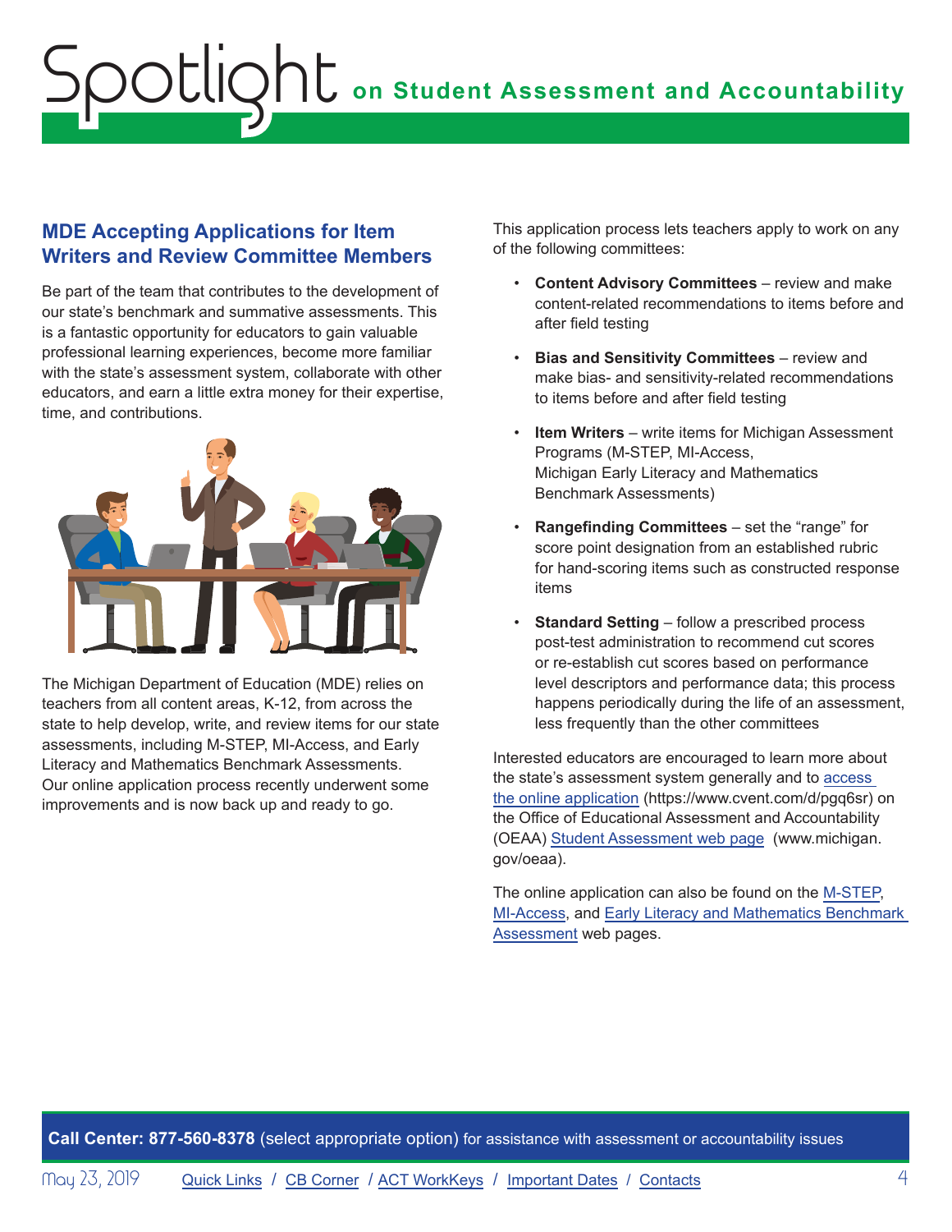## MDE Accepting Applications for Item Writers and Review Committee Members

Be part of the team that contributes to the development of our state's benchmark and summative assessments. This is a fantastic opportunity for educators to gain valuable professional learning experiences, become more familiar with the state's assessment system, collaborate with other educators, and earn a little extra money for their expertise, time, and contributions.

The Michigan Department of Education (MDE) relies on teachers from all content areas, K-12, from across the state to help develop, write, and review items for our state assessments, including M-STEP, MI-Access, and Early Literacy and Mathematics Benchmark Assessments. Our online application process recently underwent some improvements and is now back up and ready to go.

This application process lets teachers apply to work on any of the following committees:

- **Content Advisory Committees** – review and make content-related recommendations to items before and after field testing
- **Bias and Sensitivity Committees** – review and make bias- and sensitivity-related recommendations to items before and after field testing
- **Item Writers** – write items for Michigan Assessment Programs (M-STEP, MI-Access, Michigan Early Literacy and Mathematics Benchmark Assessments)
- **Rangefinding Committees** – set the "range" for score point designation from an established rubric for hand-scoring items such as constructed response items
- **Standard Setting** – follow a prescribed process post-test administration to recommend cut scores or re-establish cut scores based on performance level descriptors and performance data; this process happens periodically during the life of an assessment, less frequently than the other committees

Interested educators are encouraged to learn more about the state's assessment system generally and to access the online application (https://www.cvent.com/d/pgq6sr) on the Office of Educational Assessment and Accountability (OEAA) Student Assessment web page (www.michigan.gov/oeaa).

The online application can also be found on the M-STEP, MI-Access, and Early Literacy and Mathematics Benchmark Assessment web pages.

**Call Center: 877-560-8378** (select appropriate option) for assistance with assessment or accountability issues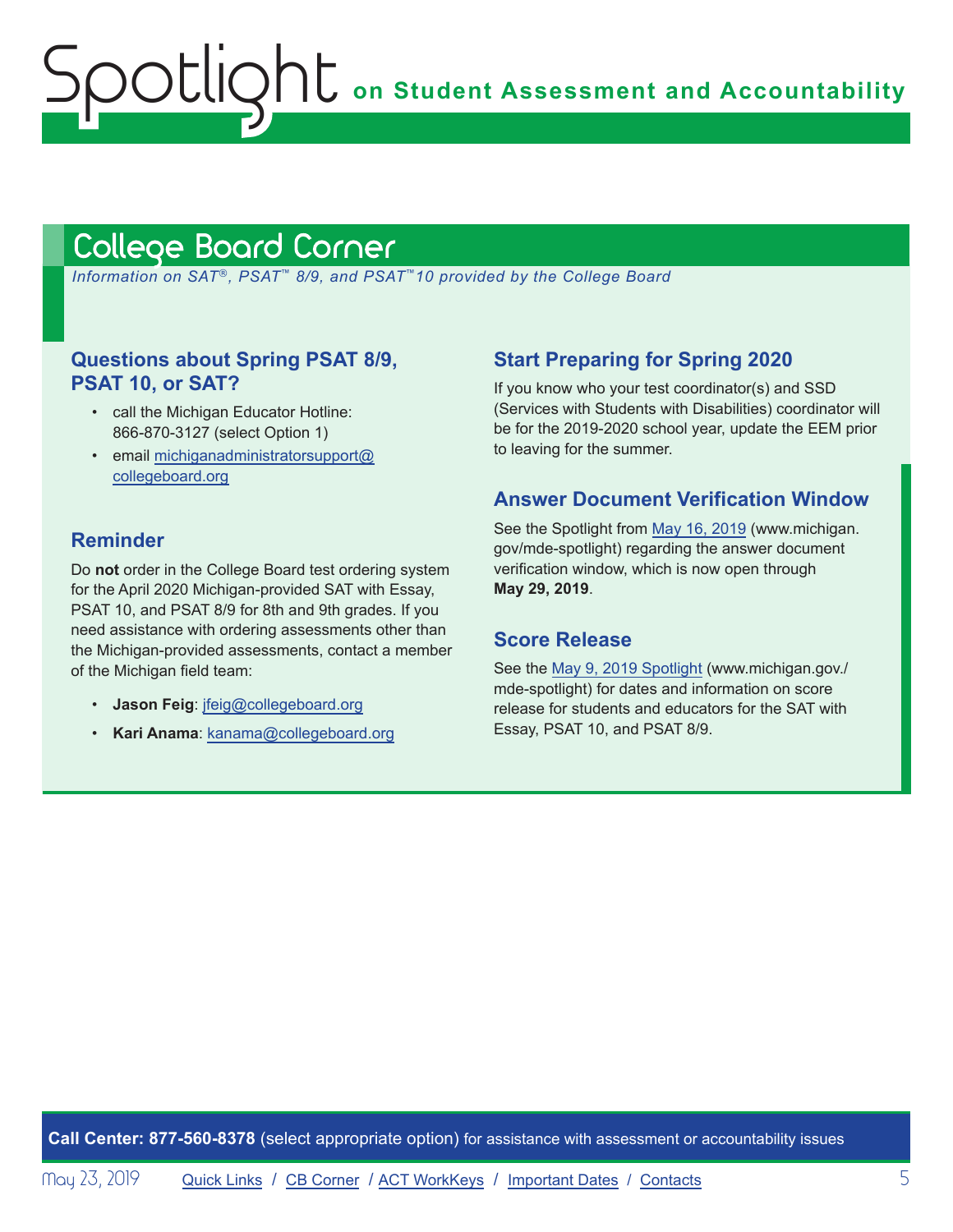# College Board Corner

*Information on SAT®, PSAT™ 8/9, and PSAT™10 provided by the College Board*

## Questions about Spring PSAT 8/9, PSAT 10, or SAT?

- call the Michigan Educator Hotline: 866-870-3127 (select Option 1)
- email michiganadministratorsupport@collegeboard.org

## Reminder

Do **not** order in the College Board test ordering system for the April 2020 Michigan-provided SAT with Essay, PSAT 10, and PSAT 8/9 for 8th and 9th grades. If you need assistance with ordering assessments other than the Michigan-provided assessments, contact a member of the Michigan field team:

- **Jason Feig**: jfeig@collegeboard.org
- **Kari Anama**: kanama@collegeboard.org

## Start Preparing for Spring 2020

If you know who your test coordinator(s) and SSD (Services with Students with Disabilities) coordinator will be for the 2019-2020 school year, update the EEM prior to leaving for the summer.

## Answer Document Verification Window

See the Spotlight from May 16, 2019 (www.michigan.gov/mde-spotlight) regarding the answer document verification window, which is now open through **May 29, 2019**.

## Score Release

See the May 9, 2019 Spotlight (www.michigan.gov./mde-spotlight) for dates and information on score release for students and educators for the SAT with Essay, PSAT 10, and PSAT 8/9.

**Call Center: 877-560-8378** (select appropriate option) for assistance with assessment or accountability issues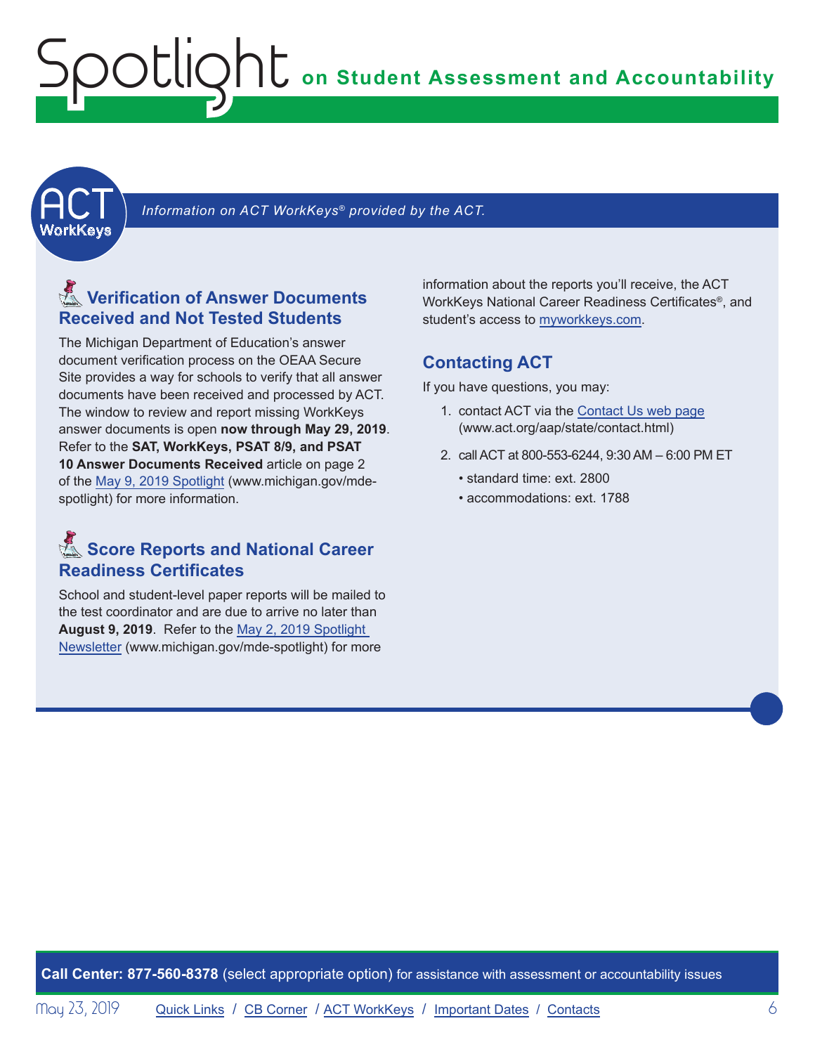## ACT WorkKeys

*Information on ACT WorkKeys® provided by the ACT.*

### Verification of Answer Documents Received and Not Tested Students

The Michigan Department of Education's answer document verification process on the OEAA Secure Site provides a way for schools to verify that all answer documents have been received and processed by ACT. The window to review and report missing WorkKeys answer documents is open **now through May 29, 2019**. Refer to the **SAT, WorkKeys, PSAT 8/9, and PSAT 10 Answer Documents Received** article on page 2 of the May 9, 2019 Spotlight (www.michigan.gov/mde-spotlight) for more information.

### Score Reports and National Career Readiness Certificates

School and student-level paper reports will be mailed to the test coordinator and are due to arrive no later than **August 9, 2019**. Refer to the May 2, 2019 Spotlight Newsletter (www.michigan.gov/mde-spotlight) for more information about the reports you'll receive, the ACT WorkKeys National Career Readiness Certificates®, and student's access to myworkkeys.com.

### Contacting ACT

If you have questions, you may:

1. contact ACT via the Contact Us web page (www.act.org/aap/state/contact.html)
2. call ACT at 800-553-6244, 9:30 AM – 6:00 PM ET
   - standard time: ext. 2800
   - accommodations: ext. 1788

**Call Center: 877-560-8378** (select appropriate option) for assistance with assessment or accountability issues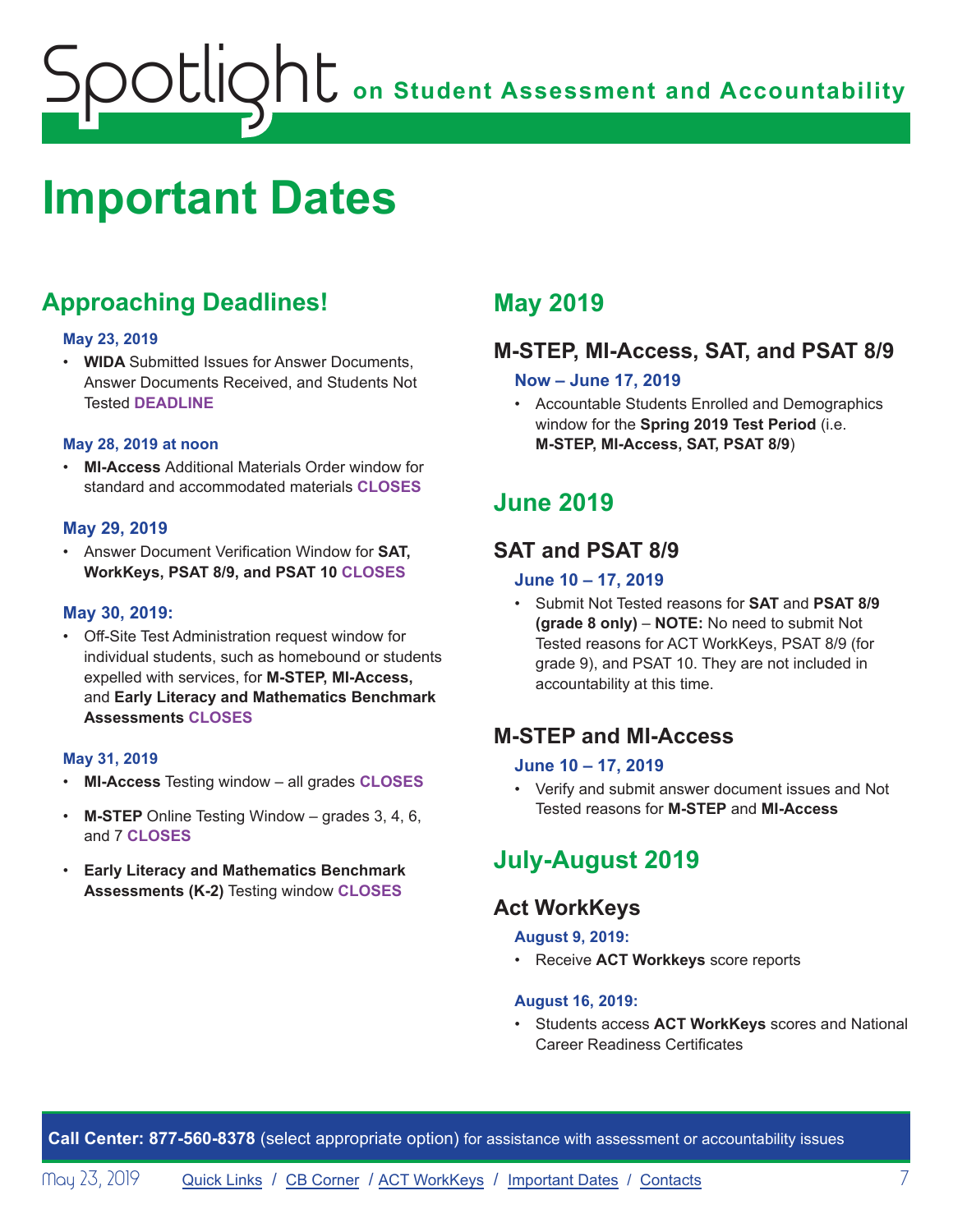# Important Dates

## Approaching Deadlines!

**May 23, 2019**

- **WIDA** Submitted Issues for Answer Documents, Answer Documents Received, and Students Not Tested **DEADLINE**

**May 28, 2019 at noon**

- **MI-Access** Additional Materials Order window for standard and accommodated materials **CLOSES**

**May 29, 2019**

- Answer Document Verification Window for **SAT, WorkKeys, PSAT 8/9, and PSAT 10** **CLOSES**

**May 30, 2019:**

- Off-Site Test Administration request window for individual students, such as homebound or students expelled with services, for **M-STEP, MI-Access,** and **Early Literacy and Mathematics Benchmark Assessments** **CLOSES**

**May 31, 2019**

- **MI-Access** Testing window – all grades **CLOSES**
- **M-STEP** Online Testing Window – grades 3, 4, 6, and 7 **CLOSES**
- **Early Literacy and Mathematics Benchmark Assessments (K-2)** Testing window **CLOSES**

## May 2019

### M-STEP, MI-Access, SAT, and PSAT 8/9

**Now – June 17, 2019**

- Accountable Students Enrolled and Demographics window for the **Spring 2019 Test Period** (i.e. **M-STEP, MI-Access, SAT, PSAT 8/9**)

## June 2019

### SAT and PSAT 8/9

**June 10 – 17, 2019**

- Submit Not Tested reasons for **SAT** and **PSAT 8/9 (grade 8 only)** – **NOTE:** No need to submit Not Tested reasons for ACT WorkKeys, PSAT 8/9 (for grade 9), and PSAT 10. They are not included in accountability at this time.

### M-STEP and MI-Access

**June 10 – 17, 2019**

- Verify and submit answer document issues and Not Tested reasons for **M-STEP** and **MI-Access**

## July-August 2019

### Act WorkKeys

**August 9, 2019:**

- Receive **ACT Workkeys** score reports

**August 16, 2019:**

- Students access **ACT WorkKeys** scores and National Career Readiness Certificates

**Call Center: 877-560-8378** (select appropriate option) for assistance with assessment or accountability issues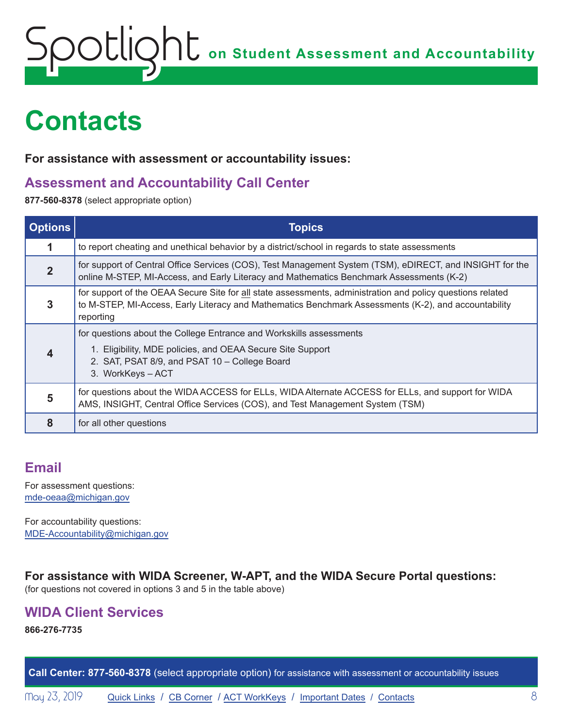# Contacts

**For assistance with assessment or accountability issues:**

## Assessment and Accountability Call Center

**877-560-8378** (select appropriate option)

| Options | Topics |
|---|---|
| **1** | to report cheating and unethical behavior by a district/school in regards to state assessments |
| **2** | for support of Central Office Services (COS), Test Management System (TSM), eDIRECT, and INSIGHT for the online M-STEP, MI-Access, and Early Literacy and Mathematics Benchmark Assessments (K-2) |
| **3** | for support of the OEAA Secure Site for all state assessments, administration and policy questions related to M-STEP, MI-Access, Early Literacy and Mathematics Benchmark Assessments (K-2), and accountability reporting |
| **4** | for questions about the College Entrance and Workskills assessments<br>1. Eligibility, MDE policies, and OEAA Secure Site Support<br>2. SAT, PSAT 8/9, and PSAT 10 – College Board<br>3. WorkKeys – ACT |
| **5** | for questions about the WIDA ACCESS for ELLs, WIDA Alternate ACCESS for ELLs, and support for WIDA AMS, INSIGHT, Central Office Services (COS), and Test Management System (TSM) |
| **8** | for all other questions |

## Email

For assessment questions:
mde-oeaa@michigan.gov

For accountability questions:
MDE-Accountability@michigan.gov

**For assistance with WIDA Screener, W-APT, and the WIDA Secure Portal questions:**
(for questions not covered in options 3 and 5 in the table above)

## WIDA Client Services

**866-276-7735**

**Call Center: 877-560-8378** (select appropriate option) for assistance with assessment or accountability issues